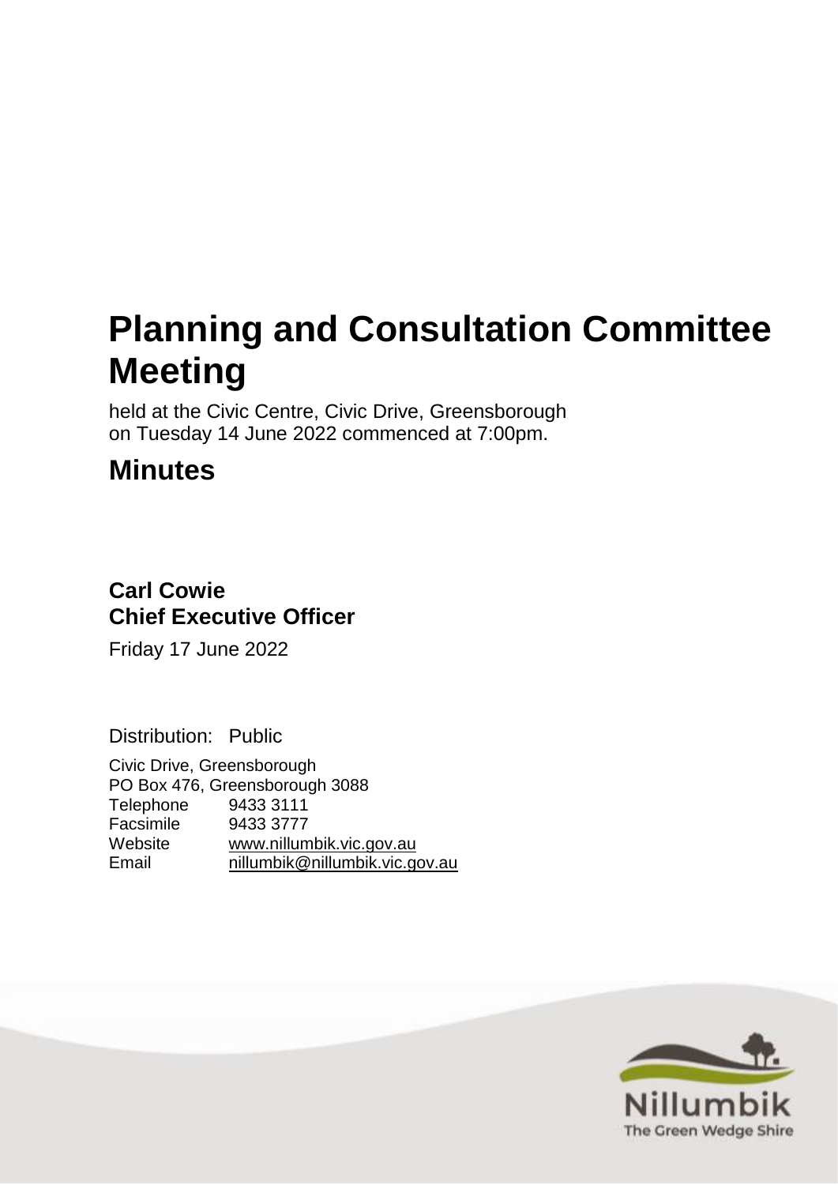# Planning and Consultation Committee Meeting

held at the Civic Centre, Civic Drive, Greensborough
on Tuesday 14 June 2022 commenced at 7:00pm.

## Minutes

**Carl Cowie**
**Chief Executive Officer**

Friday 17 June 2022

Distribution: Public

Civic Drive, Greensborough
PO Box 476, Greensborough 3088

| | |
|---|---|
| Telephone | 9433 3111 |
| Facsimile | 9433 3777 |
| Website | www.nillumbik.vic.gov.au |
| Email | nillumbik@nillumbik.vic.gov.au |

Nillumbik
The Green Wedge Shire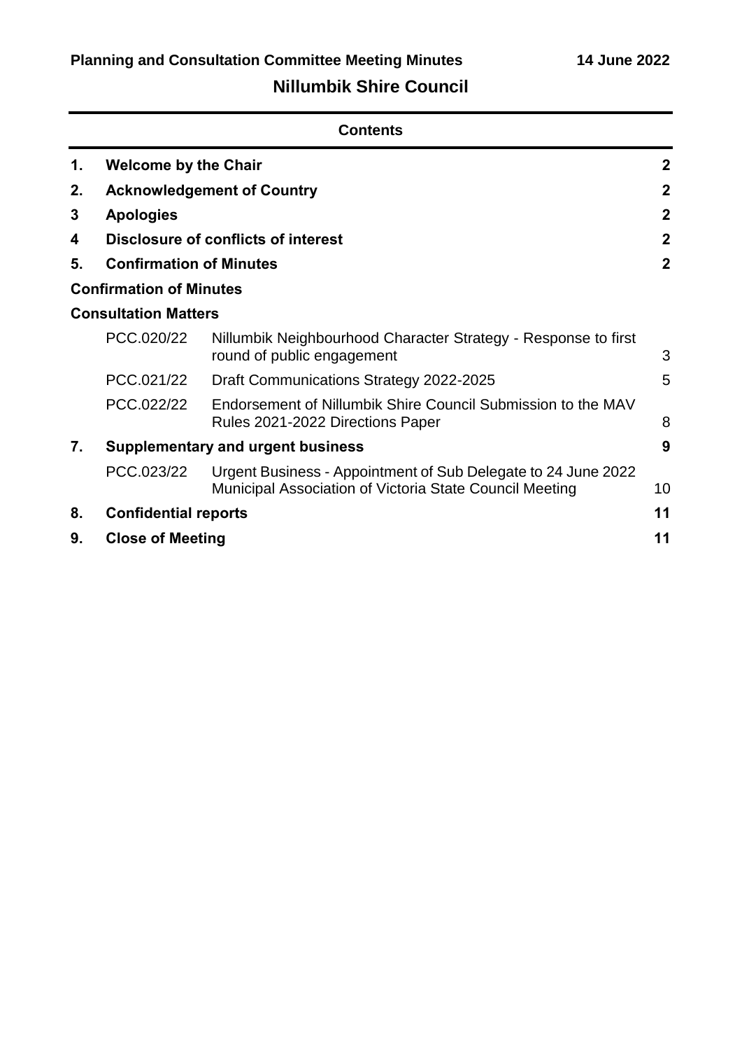# Nillumbik Shire Council

## Contents

| | | Page |
|---|---|---|
| **1.** | **Welcome by the Chair** | **2** |
| **2.** | **Acknowledgement of Country** | **2** |
| **3** | **Apologies** | **2** |
| **4** | **Disclosure of conflicts of interest** | **2** |
| **5.** | **Confirmation of Minutes** | **2** |
| **Confirmation of Minutes** | | |
| **Consultation Matters** | | |
| PCC.020/22 | Nillumbik Neighbourhood Character Strategy - Response to first round of public engagement | 3 |
| PCC.021/22 | Draft Communications Strategy 2022-2025 | 5 |
| PCC.022/22 | Endorsement of Nillumbik Shire Council Submission to the MAV Rules 2021-2022 Directions Paper | 8 |
| **7.** | **Supplementary and urgent business** | **9** |
| PCC.023/22 | Urgent Business - Appointment of Sub Delegate to 24 June 2022 Municipal Association of Victoria State Council Meeting | 10 |
| **8.** | **Confidential reports** | **11** |
| **9.** | **Close of Meeting** | **11** |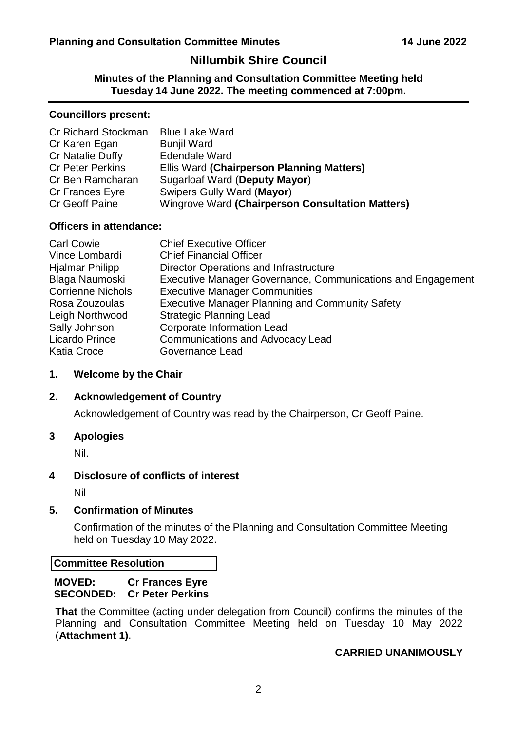# Nillumbik Shire Council

**Minutes of the Planning and Consultation Committee Meeting held Tuesday 14 June 2022. The meeting commenced at 7:00pm.**

---

**Councillors present:**

| | |
|---|---|
| Cr Richard Stockman | Blue Lake Ward |
| Cr Karen Egan | Bunjil Ward |
| Cr Natalie Duffy | Edendale Ward |
| Cr Peter Perkins | Ellis Ward **(Chairperson Planning Matters)** |
| Cr Ben Ramcharan | Sugarloaf Ward (**Deputy Mayor**) |
| Cr Frances Eyre | Swipers Gully Ward (**Mayor**) |
| Cr Geoff Paine | Wingrove Ward **(Chairperson Consultation Matters)** |

**Officers in attendance:**

| | |
|---|---|
| Carl Cowie | Chief Executive Officer |
| Vince Lombardi | Chief Financial Officer |
| Hjalmar Philipp | Director Operations and Infrastructure |
| Blaga Naumoski | Executive Manager Governance, Communications and Engagement |
| Corrienne Nichols | Executive Manager Communities |
| Rosa Zouzoulas | Executive Manager Planning and Community Safety |
| Leigh Northwood | Strategic Planning Lead |
| Sally Johnson | Corporate Information Lead |
| Licardo Prince | Communications and Advocacy Lead |
| Katia Croce | Governance Lead |

---

## 1. Welcome by the Chair

## 2. Acknowledgement of Country

Acknowledgement of Country was read by the Chairperson, Cr Geoff Paine.

## 3 Apologies

Nil.

## 4 Disclosure of conflicts of interest

Nil

## 5. Confirmation of Minutes

Confirmation of the minutes of the Planning and Consultation Committee Meeting held on Tuesday 10 May 2022.

**Committee Resolution**

**MOVED: Cr Frances Eyre**
**SECONDED: Cr Peter Perkins**

**That** the Committee (acting under delegation from Council) confirms the minutes of the Planning and Consultation Committee Meeting held on Tuesday 10 May 2022 (**Attachment 1)**.

**CARRIED UNANIMOUSLY**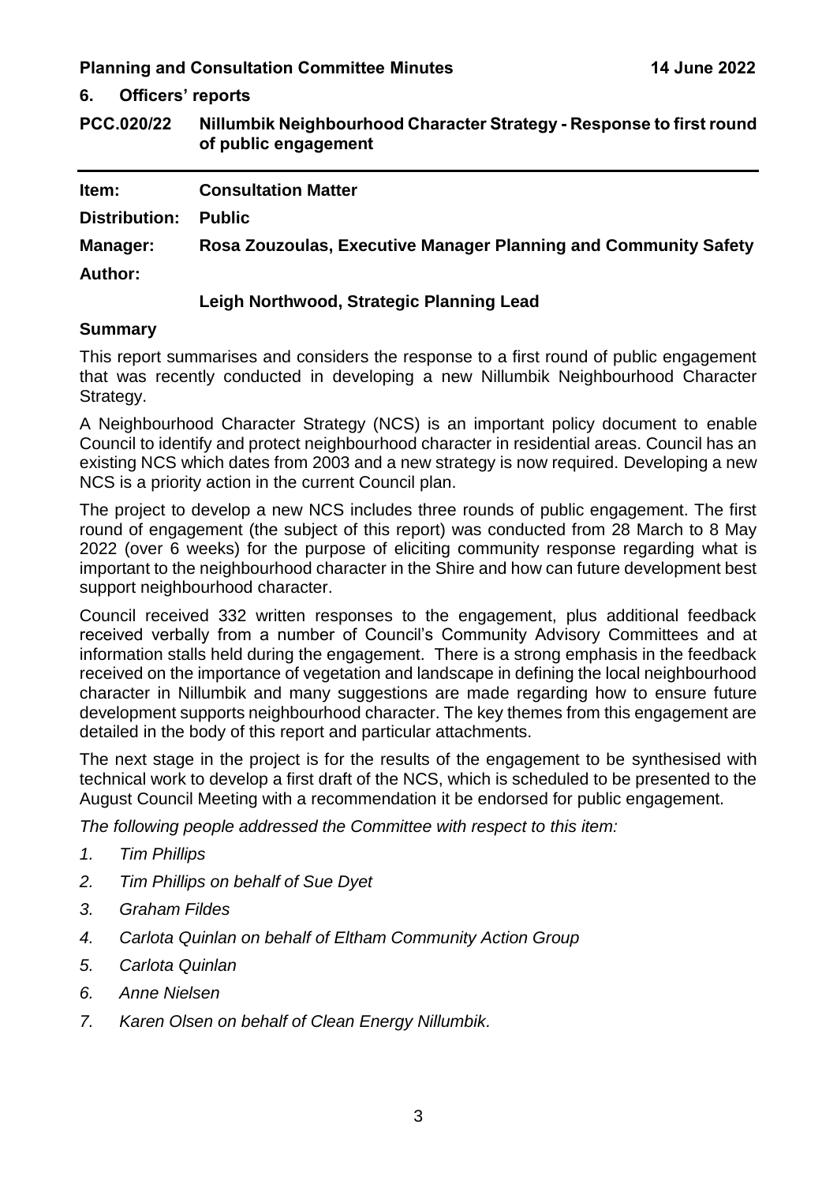## 6. Officers' reports

### PCC.020/22 Nillumbik Neighbourhood Character Strategy - Response to first round of public engagement

**Item:** Consultation Matter

**Distribution:** Public

**Manager:** Rosa Zouzoulas, Executive Manager Planning and Community Safety

**Author:** Leigh Northwood, Strategic Planning Lead

### Summary

This report summarises and considers the response to a first round of public engagement that was recently conducted in developing a new Nillumbik Neighbourhood Character Strategy.

A Neighbourhood Character Strategy (NCS) is an important policy document to enable Council to identify and protect neighbourhood character in residential areas. Council has an existing NCS which dates from 2003 and a new strategy is now required. Developing a new NCS is a priority action in the current Council plan.

The project to develop a new NCS includes three rounds of public engagement. The first round of engagement (the subject of this report) was conducted from 28 March to 8 May 2022 (over 6 weeks) for the purpose of eliciting community response regarding what is important to the neighbourhood character in the Shire and how can future development best support neighbourhood character.

Council received 332 written responses to the engagement, plus additional feedback received verbally from a number of Council's Community Advisory Committees and at information stalls held during the engagement. There is a strong emphasis in the feedback received on the importance of vegetation and landscape in defining the local neighbourhood character in Nillumbik and many suggestions are made regarding how to ensure future development supports neighbourhood character. The key themes from this engagement are detailed in the body of this report and particular attachments.

The next stage in the project is for the results of the engagement to be synthesised with technical work to develop a first draft of the NCS, which is scheduled to be presented to the August Council Meeting with a recommendation it be endorsed for public engagement.

*The following people addressed the Committee with respect to this item:*

1. *Tim Phillips*
2. *Tim Phillips on behalf of Sue Dyet*
3. *Graham Fildes*
4. *Carlota Quinlan on behalf of Eltham Community Action Group*
5. *Carlota Quinlan*
6. *Anne Nielsen*
7. *Karen Olsen on behalf of Clean Energy Nillumbik.*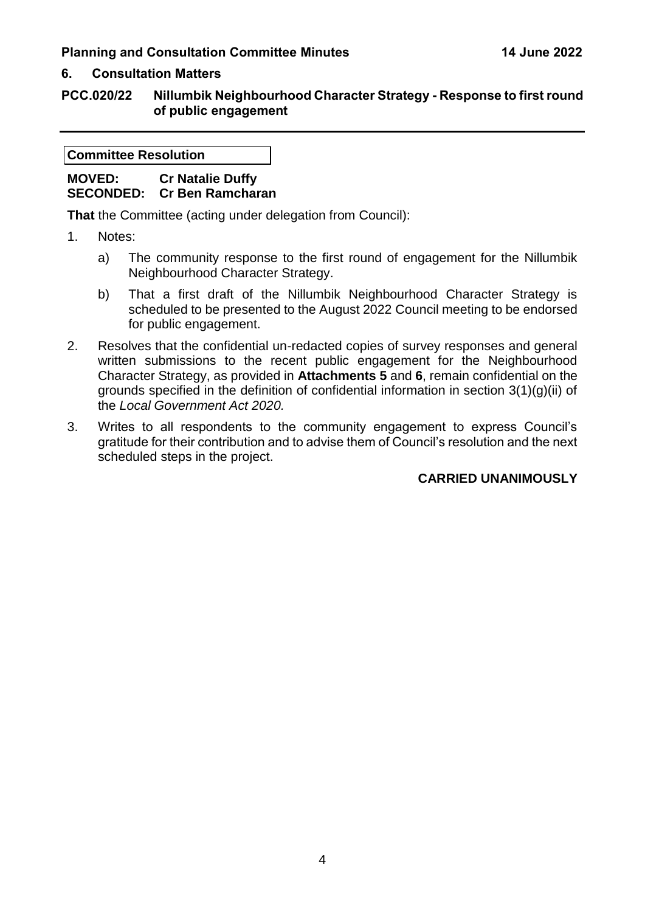## 6. Consultation Matters

### PCC.020/22 Nillumbik Neighbourhood Character Strategy - Response to first round of public engagement

**Committee Resolution**

**MOVED:** **Cr Natalie Duffy**
**SECONDED:** **Cr Ben Ramcharan**

**That** the Committee (acting under delegation from Council):

1. Notes:

   a) The community response to the first round of engagement for the Nillumbik Neighbourhood Character Strategy.

   b) That a first draft of the Nillumbik Neighbourhood Character Strategy is scheduled to be presented to the August 2022 Council meeting to be endorsed for public engagement.

2. Resolves that the confidential un-redacted copies of survey responses and general written submissions to the recent public engagement for the Neighbourhood Character Strategy, as provided in **Attachments 5** and **6**, remain confidential on the grounds specified in the definition of confidential information in section 3(1)(g)(ii) of the *Local Government Act 2020.*

3. Writes to all respondents to the community engagement to express Council's gratitude for their contribution and to advise them of Council's resolution and the next scheduled steps in the project.

**CARRIED UNANIMOUSLY**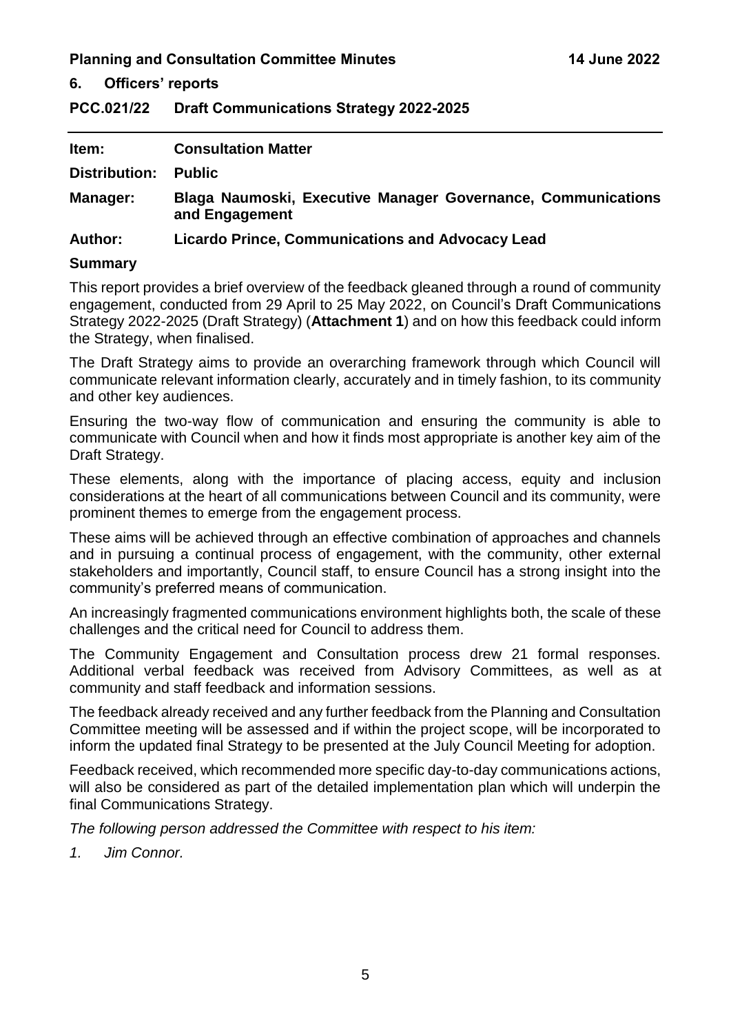## 6. Officers' reports

### PCC.021/22 Draft Communications Strategy 2022-2025

| | |
|---|---|
| **Item:** | **Consultation Matter** |
| **Distribution:** | **Public** |
| **Manager:** | **Blaga Naumoski, Executive Manager Governance, Communications and Engagement** |
| **Author:** | **Licardo Prince, Communications and Advocacy Lead** |

**Summary**

This report provides a brief overview of the feedback gleaned through a round of community engagement, conducted from 29 April to 25 May 2022, on Council's Draft Communications Strategy 2022-2025 (Draft Strategy) (**Attachment 1**) and on how this feedback could inform the Strategy, when finalised.

The Draft Strategy aims to provide an overarching framework through which Council will communicate relevant information clearly, accurately and in timely fashion, to its community and other key audiences.

Ensuring the two-way flow of communication and ensuring the community is able to communicate with Council when and how it finds most appropriate is another key aim of the Draft Strategy.

These elements, along with the importance of placing access, equity and inclusion considerations at the heart of all communications between Council and its community, were prominent themes to emerge from the engagement process.

These aims will be achieved through an effective combination of approaches and channels and in pursuing a continual process of engagement, with the community, other external stakeholders and importantly, Council staff, to ensure Council has a strong insight into the community's preferred means of communication.

An increasingly fragmented communications environment highlights both, the scale of these challenges and the critical need for Council to address them.

The Community Engagement and Consultation process drew 21 formal responses. Additional verbal feedback was received from Advisory Committees, as well as at community and staff feedback and information sessions.

The feedback already received and any further feedback from the Planning and Consultation Committee meeting will be assessed and if within the project scope, will be incorporated to inform the updated final Strategy to be presented at the July Council Meeting for adoption.

Feedback received, which recommended more specific day-to-day communications actions, will also be considered as part of the detailed implementation plan which will underpin the final Communications Strategy.

*The following person addressed the Committee with respect to his item:*

1. *Jim Connor.*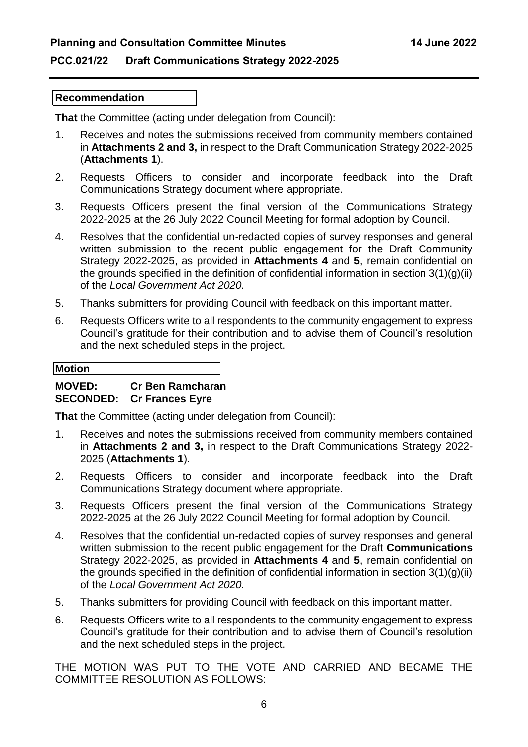## PCC.021/22 Draft Communications Strategy 2022-2025

**Recommendation**

**That** the Committee (acting under delegation from Council):

1. Receives and notes the submissions received from community members contained in **Attachments 2 and 3,** in respect to the Draft Communication Strategy 2022-2025 (**Attachments 1**).
2. Requests Officers to consider and incorporate feedback into the Draft Communications Strategy document where appropriate.
3. Requests Officers present the final version of the Communications Strategy 2022-2025 at the 26 July 2022 Council Meeting for formal adoption by Council.
4. Resolves that the confidential un-redacted copies of survey responses and general written submission to the recent public engagement for the Draft Community Strategy 2022-2025, as provided in **Attachments 4** and **5**, remain confidential on the grounds specified in the definition of confidential information in section 3(1)(g)(ii) of the *Local Government Act 2020.*
5. Thanks submitters for providing Council with feedback on this important matter.
6. Requests Officers write to all respondents to the community engagement to express Council's gratitude for their contribution and to advise them of Council's resolution and the next scheduled steps in the project.

**Motion**

**MOVED: Cr Ben Ramcharan**
**SECONDED: Cr Frances Eyre**

**That** the Committee (acting under delegation from Council):

1. Receives and notes the submissions received from community members contained in **Attachments 2 and 3,** in respect to the Draft Communications Strategy 2022-2025 (**Attachments 1**).
2. Requests Officers to consider and incorporate feedback into the Draft Communications Strategy document where appropriate.
3. Requests Officers present the final version of the Communications Strategy 2022-2025 at the 26 July 2022 Council Meeting for formal adoption by Council.
4. Resolves that the confidential un-redacted copies of survey responses and general written submission to the recent public engagement for the Draft **Communications** Strategy 2022-2025, as provided in **Attachments 4** and **5**, remain confidential on the grounds specified in the definition of confidential information in section 3(1)(g)(ii) of the *Local Government Act 2020.*
5. Thanks submitters for providing Council with feedback on this important matter.
6. Requests Officers write to all respondents to the community engagement to express Council's gratitude for their contribution and to advise them of Council's resolution and the next scheduled steps in the project.

THE MOTION WAS PUT TO THE VOTE AND CARRIED AND BECAME THE COMMITTEE RESOLUTION AS FOLLOWS: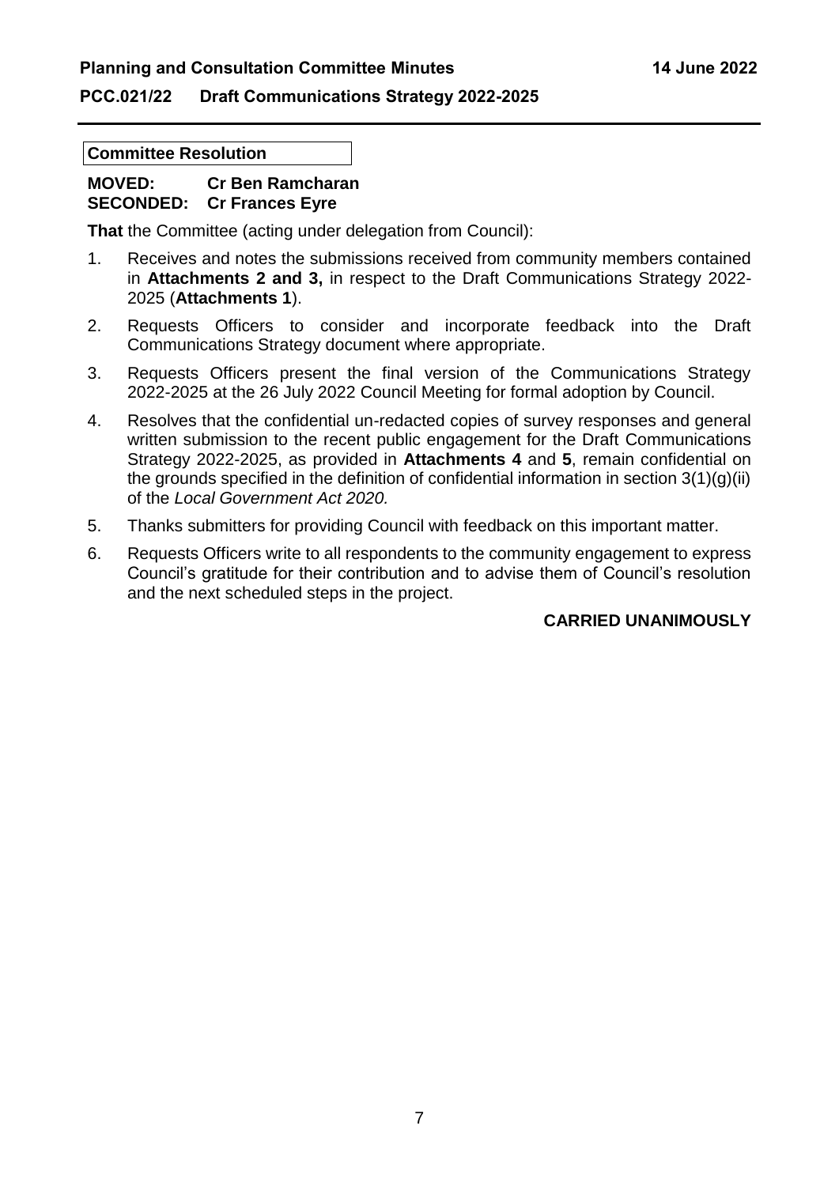## PCC.021/22 Draft Communications Strategy 2022-2025

**Committee Resolution**

**MOVED: Cr Ben Ramcharan**
**SECONDED: Cr Frances Eyre**

**That** the Committee (acting under delegation from Council):

1. Receives and notes the submissions received from community members contained in **Attachments 2 and 3,** in respect to the Draft Communications Strategy 2022-2025 (**Attachments 1**).
2. Requests Officers to consider and incorporate feedback into the Draft Communications Strategy document where appropriate.
3. Requests Officers present the final version of the Communications Strategy 2022-2025 at the 26 July 2022 Council Meeting for formal adoption by Council.
4. Resolves that the confidential un-redacted copies of survey responses and general written submission to the recent public engagement for the Draft Communications Strategy 2022-2025, as provided in **Attachments 4** and **5**, remain confidential on the grounds specified in the definition of confidential information in section 3(1)(g)(ii) of the *Local Government Act 2020.*
5. Thanks submitters for providing Council with feedback on this important matter.
6. Requests Officers write to all respondents to the community engagement to express Council's gratitude for their contribution and to advise them of Council's resolution and the next scheduled steps in the project.

**CARRIED UNANIMOUSLY**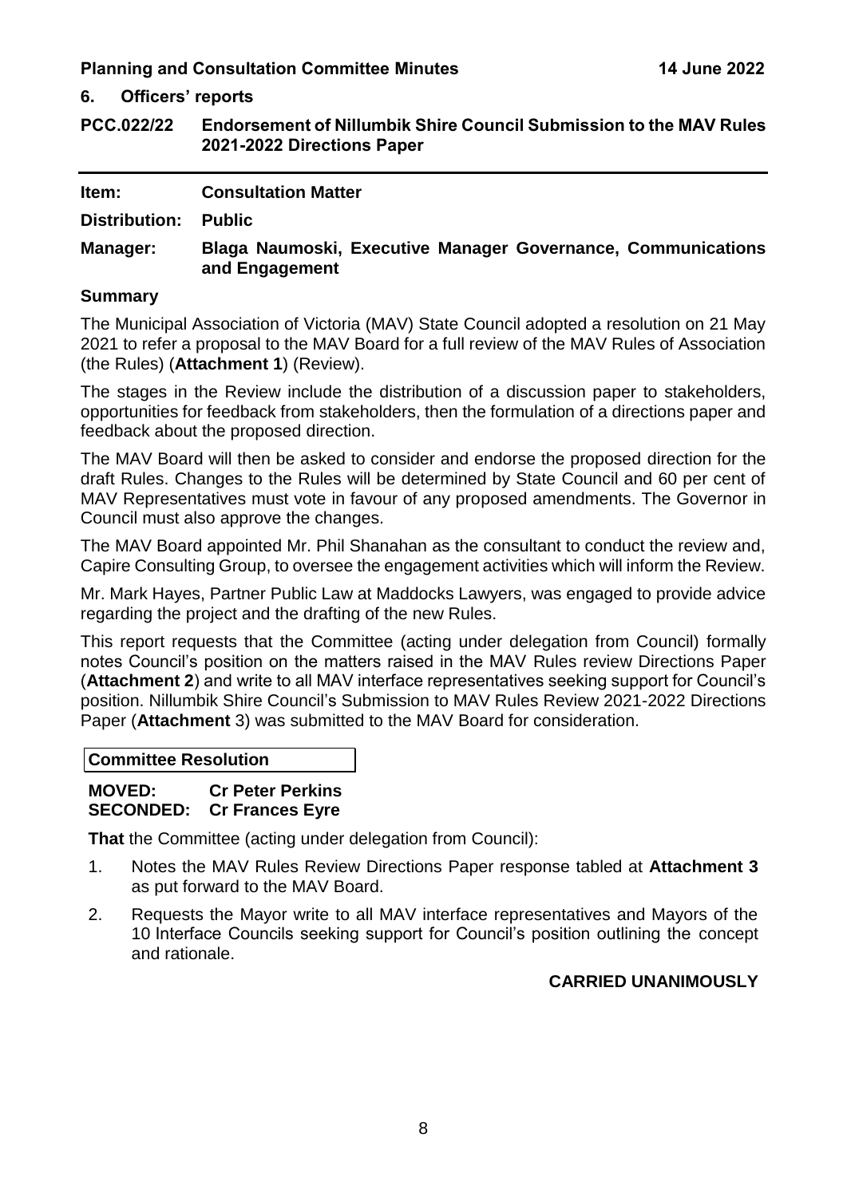## 6. Officers' reports

## PCC.022/22 Endorsement of Nillumbik Shire Council Submission to the MAV Rules 2021-2022 Directions Paper

**Item:** **Consultation Matter**

**Distribution:** **Public**

**Manager:** **Blaga Naumoski, Executive Manager Governance, Communications and Engagement**

### Summary

The Municipal Association of Victoria (MAV) State Council adopted a resolution on 21 May 2021 to refer a proposal to the MAV Board for a full review of the MAV Rules of Association (the Rules) (**Attachment 1**) (Review).

The stages in the Review include the distribution of a discussion paper to stakeholders, opportunities for feedback from stakeholders, then the formulation of a directions paper and feedback about the proposed direction.

The MAV Board will then be asked to consider and endorse the proposed direction for the draft Rules. Changes to the Rules will be determined by State Council and 60 per cent of MAV Representatives must vote in favour of any proposed amendments. The Governor in Council must also approve the changes.

The MAV Board appointed Mr. Phil Shanahan as the consultant to conduct the review and, Capire Consulting Group, to oversee the engagement activities which will inform the Review.

Mr. Mark Hayes, Partner Public Law at Maddocks Lawyers, was engaged to provide advice regarding the project and the drafting of the new Rules.

This report requests that the Committee (acting under delegation from Council) formally notes Council's position on the matters raised in the MAV Rules review Directions Paper (**Attachment 2**) and write to all MAV interface representatives seeking support for Council's position. Nillumbik Shire Council's Submission to MAV Rules Review 2021-2022 Directions Paper (**Attachment** 3) was submitted to the MAV Board for consideration.

**Committee Resolution**

**MOVED:** **Cr Peter Perkins**
**SECONDED:** **Cr Frances Eyre**

**That** the Committee (acting under delegation from Council):

1. Notes the MAV Rules Review Directions Paper response tabled at **Attachment 3** as put forward to the MAV Board.
2. Requests the Mayor write to all MAV interface representatives and Mayors of the 10 Interface Councils seeking support for Council's position outlining the concept and rationale.

**CARRIED UNANIMOUSLY**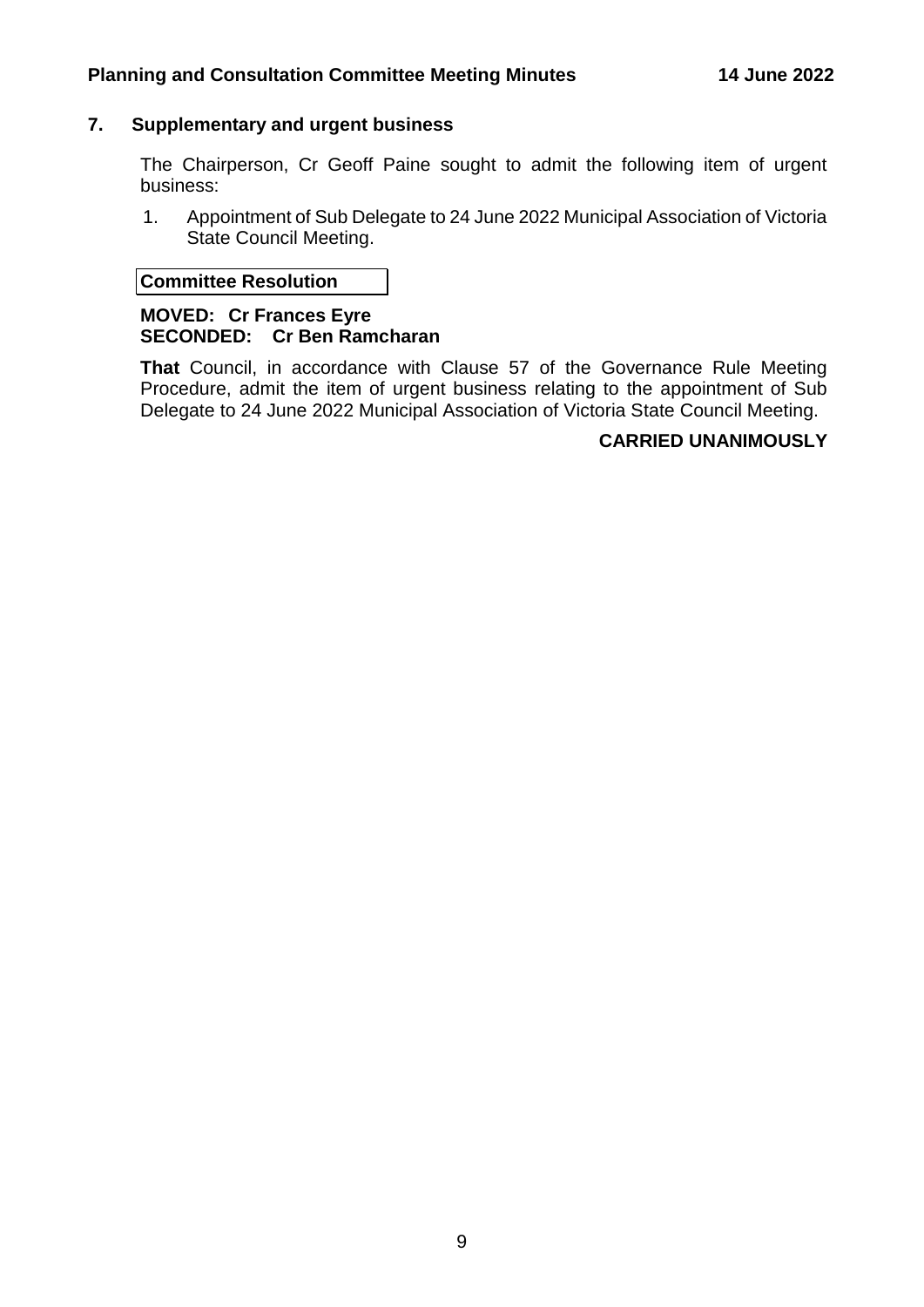## 7. Supplementary and urgent business

The Chairperson, Cr Geoff Paine sought to admit the following item of urgent business:

1. Appointment of Sub Delegate to 24 June 2022 Municipal Association of Victoria State Council Meeting.

**Committee Resolution**

**MOVED: Cr Frances Eyre**
**SECONDED: Cr Ben Ramcharan**

**That** Council, in accordance with Clause 57 of the Governance Rule Meeting Procedure, admit the item of urgent business relating to the appointment of Sub Delegate to 24 June 2022 Municipal Association of Victoria State Council Meeting.

**CARRIED UNANIMOUSLY**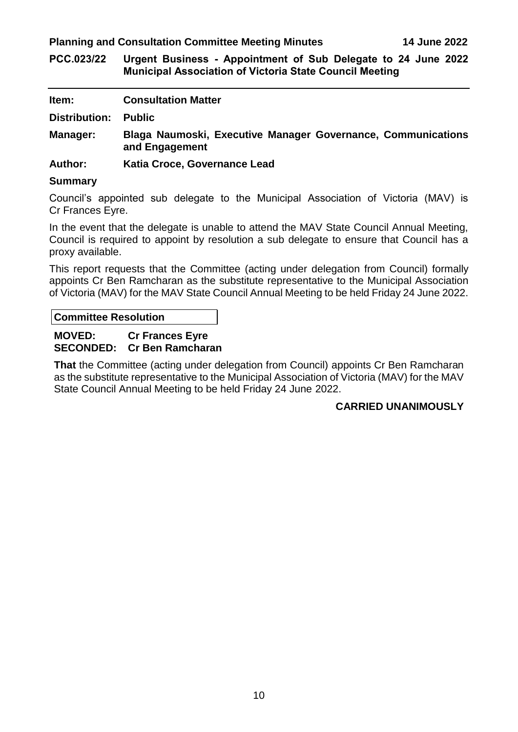## PCC.023/22 Urgent Business - Appointment of Sub Delegate to 24 June 2022 Municipal Association of Victoria State Council Meeting

**Item:** **Consultation Matter**

**Distribution:** **Public**

**Manager:** **Blaga Naumoski, Executive Manager Governance, Communications and Engagement**

**Author:** **Katia Croce, Governance Lead**

### Summary

Council's appointed sub delegate to the Municipal Association of Victoria (MAV) is Cr Frances Eyre.

In the event that the delegate is unable to attend the MAV State Council Annual Meeting, Council is required to appoint by resolution a sub delegate to ensure that Council has a proxy available.

This report requests that the Committee (acting under delegation from Council) formally appoints Cr Ben Ramcharan as the substitute representative to the Municipal Association of Victoria (MAV) for the MAV State Council Annual Meeting to be held Friday 24 June 2022.

**Committee Resolution**

**MOVED:** **Cr Frances Eyre**
**SECONDED:** **Cr Ben Ramcharan**

**That** the Committee (acting under delegation from Council) appoints Cr Ben Ramcharan as the substitute representative to the Municipal Association of Victoria (MAV) for the MAV State Council Annual Meeting to be held Friday 24 June 2022.

**CARRIED UNANIMOUSLY**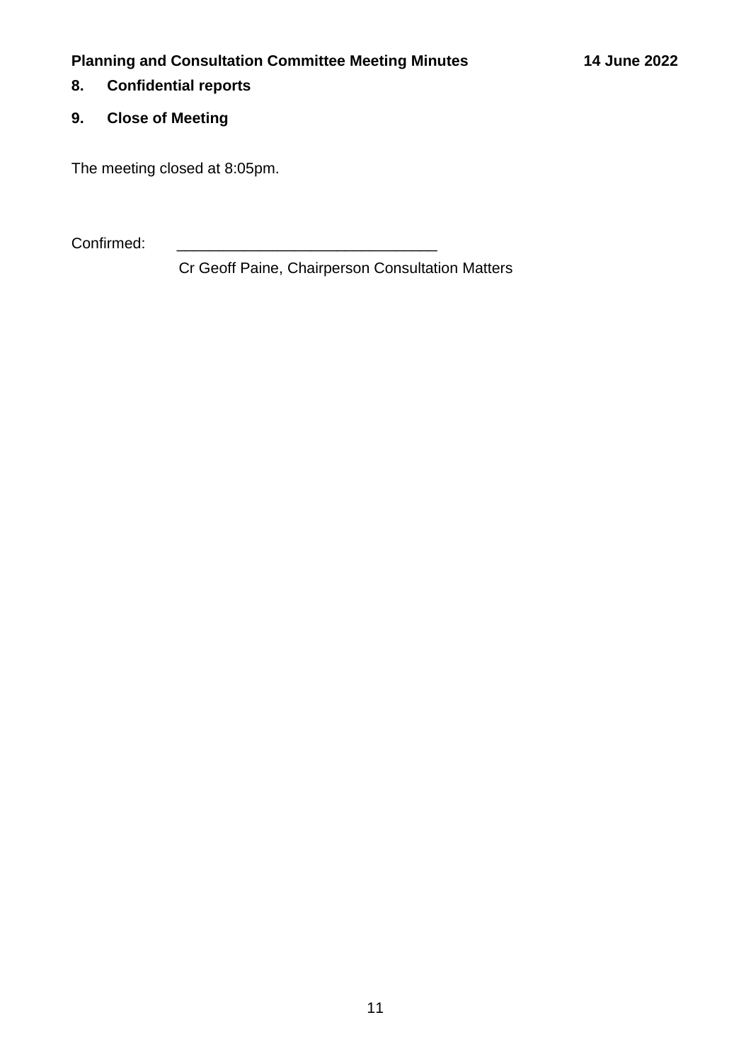## 8. Confidential reports

## 9. Close of Meeting

The meeting closed at 8:05pm.

Confirmed: _______________________________

Cr Geoff Paine, Chairperson Consultation Matters